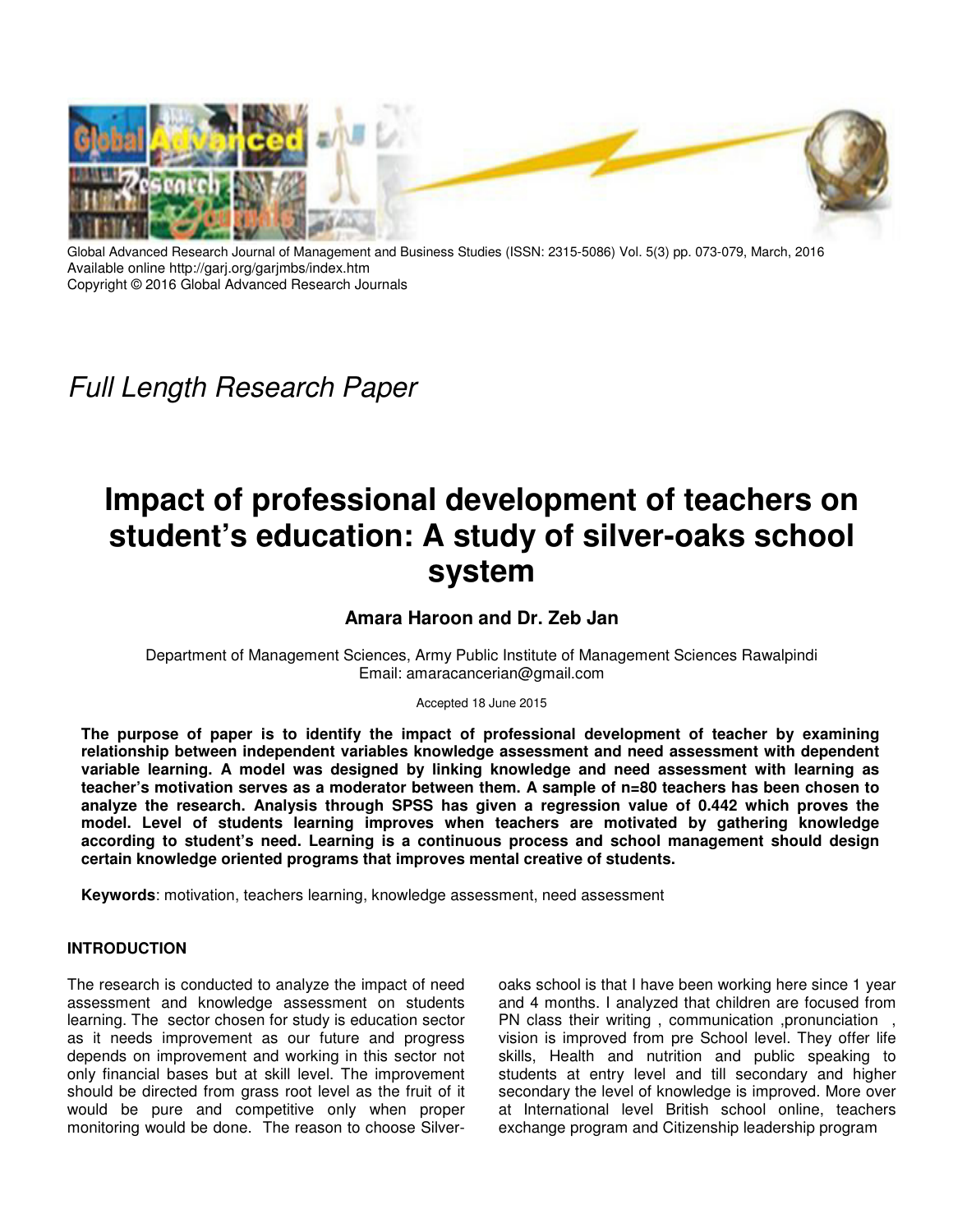Global Advanced Research Journal of Management and Business Studies (ISSN: 2315-5086) Vol. 5(3) pp. 073-079, March, 2016
Available online http://garj.org/garjmbs/index.htm
Copyright © 2016 Global Advanced Research Journals

*Full Length Research Paper*

# Impact of professional development of teachers on student's education: A study of silver-oaks school system

**Amara Haroon and Dr. Zeb Jan**

Department of Management Sciences, Army Public Institute of Management Sciences Rawalpindi
Email: amaracancerian@gmail.com

Accepted 18 June 2015

**The purpose of paper is to identify the impact of professional development of teacher by examining relationship between independent variables knowledge assessment and need assessment with dependent variable learning. A model was designed by linking knowledge and need assessment with learning as teacher's motivation serves as a moderator between them. A sample of n=80 teachers has been chosen to analyze the research. Analysis through SPSS has given a regression value of 0.442 which proves the model. Level of students learning improves when teachers are motivated by gathering knowledge according to student's need. Learning is a continuous process and school management should design certain knowledge oriented programs that improves mental creative of students.**

**Keywords**: motivation, teachers learning, knowledge assessment, need assessment

## INTRODUCTION

The research is conducted to analyze the impact of need assessment and knowledge assessment on students learning. The sector chosen for study is education sector as it needs improvement as our future and progress depends on improvement and working in this sector not only financial bases but at skill level. The improvement should be directed from grass root level as the fruit of it would be pure and competitive only when proper monitoring would be done. The reason to choose Silver-oaks school is that I have been working here since 1 year and 4 months. I analyzed that children are focused from PN class their writing , communication ,pronunciation , vision is improved from pre School level. They offer life skills, Health and nutrition and public speaking to students at entry level and till secondary and higher secondary the level of knowledge is improved. More over at International level British school online, teachers exchange program and Citizenship leadership program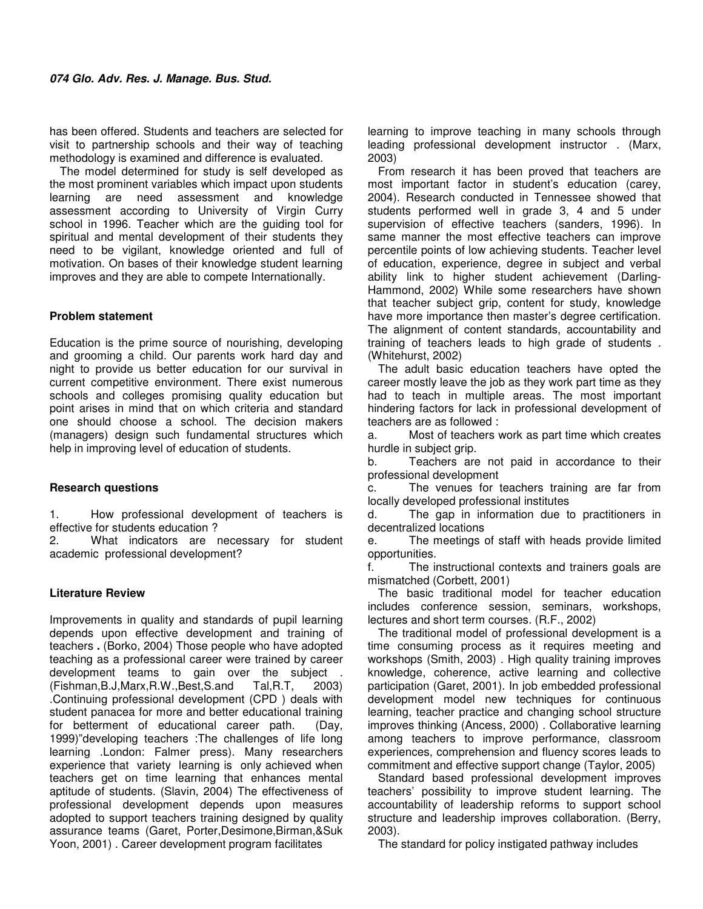has been offered. Students and teachers are selected for visit to partnership schools and their way of teaching methodology is examined and difference is evaluated.

The model determined for study is self developed as the most prominent variables which impact upon students learning are need assessment and knowledge assessment according to University of Virgin Curry school in 1996. Teacher which are the guiding tool for spiritual and mental development of their students they need to be vigilant, knowledge oriented and full of motivation. On bases of their knowledge student learning improves and they are able to compete Internationally.

### Problem statement

Education is the prime source of nourishing, developing and grooming a child. Our parents work hard day and night to provide us better education for our survival in current competitive environment. There exist numerous schools and colleges promising quality education but point arises in mind that on which criteria and standard one should choose a school. The decision makers (managers) design such fundamental structures which help in improving level of education of students.

### Research questions

1. How professional development of teachers is effective for students education ?
2. What indicators are necessary for student academic professional development?

### Literature Review

Improvements in quality and standards of pupil learning depends upon effective development and training of teachers **.** (Borko, 2004) Those people who have adopted teaching as a professional career were trained by career development teams to gain over the subject . (Fishman,B.J,Marx,R.W.,Best,S.and Tal,R.T, 2003) .Continuing professional development (CPD ) deals with student panacea for more and better educational training for betterment of educational career path. (Day, 1999)"developing teachers :The challenges of life long learning .London: Falmer press). Many researchers experience that variety learning is only achieved when teachers get on time learning that enhances mental aptitude of students. (Slavin, 2004) The effectiveness of professional development depends upon measures adopted to support teachers training designed by quality assurance teams (Garet, Porter,Desimone,Birman,&Suk Yoon, 2001) . Career development program facilitates learning to improve teaching in many schools through leading professional development instructor . (Marx, 2003)

From research it has been proved that teachers are most important factor in student's education (carey, 2004). Research conducted in Tennessee showed that students performed well in grade 3, 4 and 5 under supervision of effective teachers (sanders, 1996). In same manner the most effective teachers can improve percentile points of low achieving students. Teacher level of education, experience, degree in subject and verbal ability link to higher student achievement (Darling-Hammond, 2002) While some researchers have shown that teacher subject grip, content for study, knowledge have more importance then master's degree certification. The alignment of content standards, accountability and training of teachers leads to high grade of students . (Whitehurst, 2002)

The adult basic education teachers have opted the career mostly leave the job as they work part time as they had to teach in multiple areas. The most important hindering factors for lack in professional development of teachers are as followed :

a. Most of teachers work as part time which creates hurdle in subject grip.

b. Teachers are not paid in accordance to their professional development

c. The venues for teachers training are far from locally developed professional institutes

d. The gap in information due to practitioners in decentralized locations

e. The meetings of staff with heads provide limited opportunities.

f. The instructional contexts and trainers goals are mismatched (Corbett, 2001)

The basic traditional model for teacher education includes conference session, seminars, workshops, lectures and short term courses. (R.F., 2002)

The traditional model of professional development is a time consuming process as it requires meeting and workshops (Smith, 2003) . High quality training improves knowledge, coherence, active learning and collective participation (Garet, 2001). In job embedded professional development model new techniques for continuous learning, teacher practice and changing school structure improves thinking (Ancess, 2000) . Collaborative learning among teachers to improve performance, classroom experiences, comprehension and fluency scores leads to commitment and effective support change (Taylor, 2005)

Standard based professional development improves teachers' possibility to improve student learning. The accountability of leadership reforms to support school structure and leadership improves collaboration. (Berry, 2003).

The standard for policy instigated pathway includes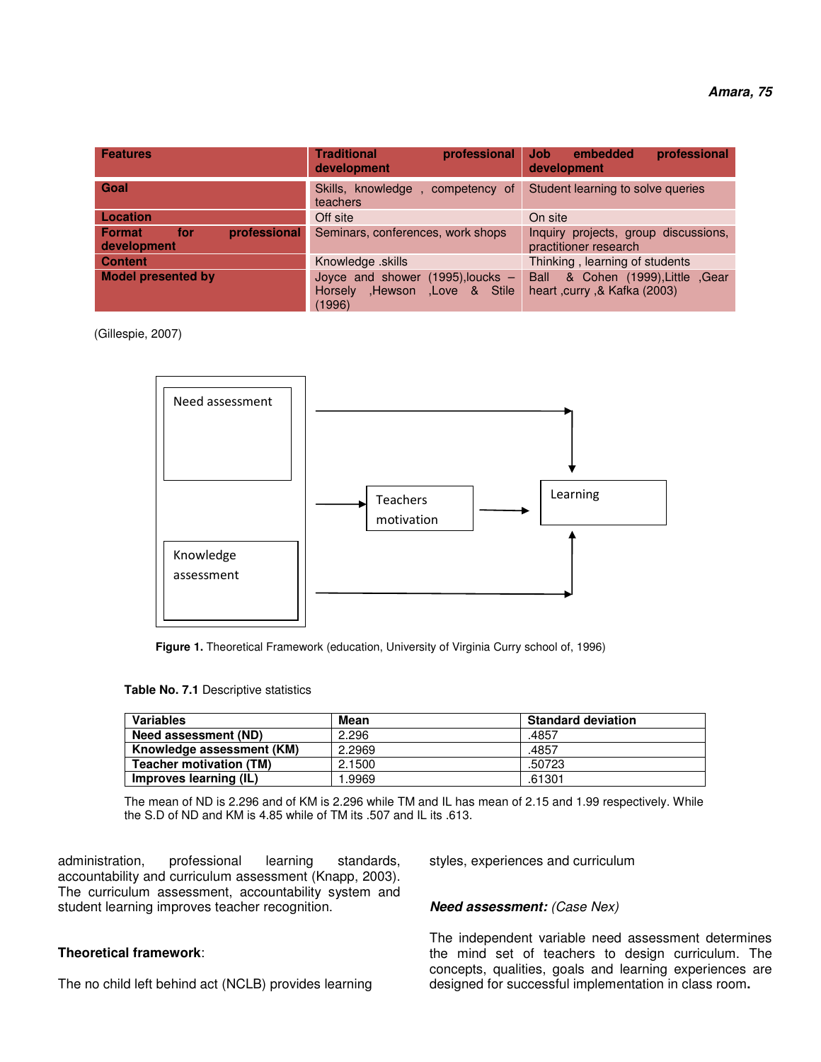| Features | Traditional professional development | Job embedded professional development |
|---|---|---|
| Goal | Skills, knowledge , competency of teachers | Student learning to solve queries |
| Location | Off site | On site |
| Format for professional development | Seminars, conferences, work shops | Inquiry projects, group discussions, practitioner research |
| Content | Knowledge .skills | Thinking , learning of students |
| Model presented by | Joyce and shower (1995),loucks – Horsely ,Hewson ,Love & Stile (1996) | Ball & Cohen (1999),Little ,Gear heart ,curry ,& Kafka (2003) |

(Gillespie, 2007)

Need assessment

Knowledge assessment

Teachers motivation

Learning

**Figure 1.** Theoretical Framework (education, University of Virginia Curry school of, 1996)

**Table No. 7.1** Descriptive statistics

| Variables | Mean | Standard deviation |
|---|---|---|
| **Need assessment (ND)** | 2.296 | .4857 |
| **Knowledge assessment (KM)** | 2.2969 | .4857 |
| **Teacher motivation (TM)** | 2.1500 | .50723 |
| **Improves learning (IL)** | 1.9969 | .61301 |

The mean of ND is 2.296 and of KM is 2.296 while TM and IL has mean of 2.15 and 1.99 respectively. While the S.D of ND and KM is 4.85 while of TM its .507 and IL its .613.

administration, professional learning standards, accountability and curriculum assessment (Knapp, 2003). The curriculum assessment, accountability system and student learning improves teacher recognition.

**Theoretical framework**:

The no child left behind act (NCLB) provides learning styles, experiences and curriculum

***Need assessment:*** *(Case Nex)*

The independent variable need assessment determines the mind set of teachers to design curriculum. The concepts, qualities, goals and learning experiences are designed for successful implementation in class room**.**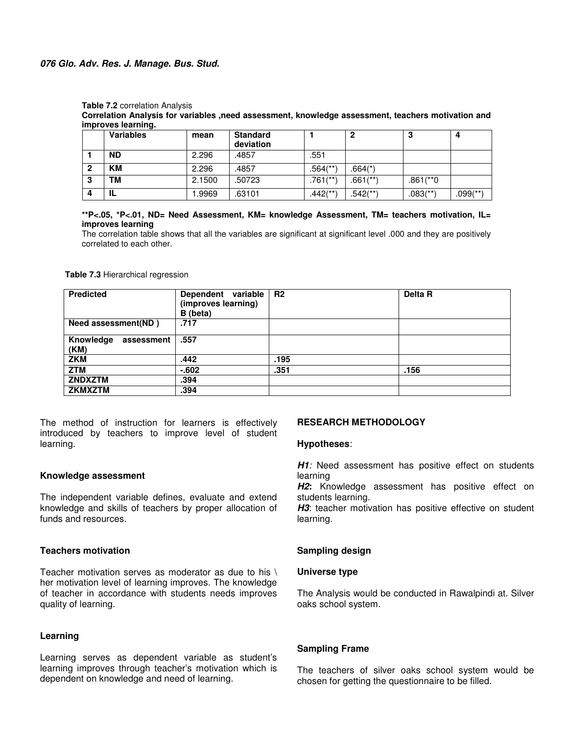**Table 7.2** correlation Analysis

**Correlation Analysis for variables ,need assessment, knowledge assessment, teachers motivation and improves learning.**

| | Variables | mean | Standard deviation | 1 | 2 | 3 | 4 |
|---|---|---|---|---|---|---|---|
| 1 | ND | 2.296 | .4857 | .551 | | | |
| 2 | KM | 2.296 | .4857 | .564(**) | .664(*) | | |
| 3 | TM | 2.1500 | .50723 | .761(**) | .661(**) | .861(**0 | |
| 4 | IL | 1.9969 | .63101 | .442(**) | .542(**) | .083(**) | .099(**) |

**\*\*P<.05, \*P<.01, ND= Need Assessment, KM= knowledge Assessment, TM= teachers motivation, IL= improves learning**

The correlation table shows that all the variables are significant at significant level .000 and they are positively correlated to each other.

**Table 7.3** Hierarchical regression

| Predicted | Dependent variable (improves learning) B (beta) | R2 | Delta R |
|---|---|---|---|
| Need assessment(ND ) | .717 | | |
| Knowledge assessment (KM) | .557 | | |
| ZKM | .442 | .195 | |
| ZTM | -.602 | .351 | .156 |
| ZNDXZTM | .394 | | |
| ZKMXZTM | .394 | | |

The method of instruction for learners is effectively introduced by teachers to improve level of student learning.

### Knowledge assessment

The independent variable defines, evaluate and extend knowledge and skills of teachers by proper allocation of funds and resources.

### Teachers motivation

Teacher motivation serves as moderator as due to his \ her motivation level of learning improves. The knowledge of teacher in accordance with students needs improves quality of learning.

### Learning

Learning serves as dependent variable as student's learning improves through teacher's motivation which is dependent on knowledge and need of learning.

## RESEARCH METHODOLOGY

### Hypotheses:

***H1**:* Need assessment has positive effect on students learning

***H2*:** Knowledge assessment has positive effect on students learning.

***H3***: teacher motivation has positive effective on student learning.

### Sampling design

### Universe type

The Analysis would be conducted in Rawalpindi at. Silver oaks school system.

### Sampling Frame

The teachers of silver oaks school system would be chosen for getting the questionnaire to be filled.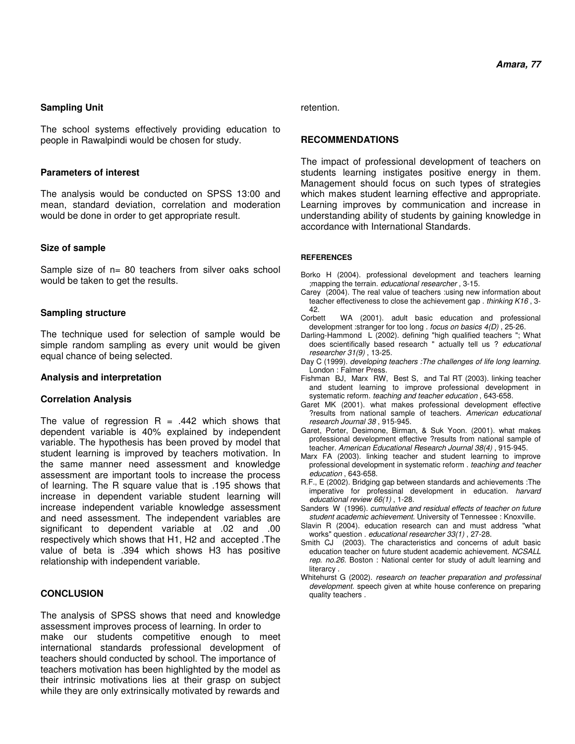### Sampling Unit

The school systems effectively providing education to people in Rawalpindi would be chosen for study.

### Parameters of interest

The analysis would be conducted on SPSS 13:00 and mean, standard deviation, correlation and moderation would be done in order to get appropriate result.

### Size of sample

Sample size of n= 80 teachers from silver oaks school would be taken to get the results.

### Sampling structure

The technique used for selection of sample would be simple random sampling as every unit would be given equal chance of being selected.

### Analysis and interpretation

### Correlation Analysis

The value of regression R = .442 which shows that dependent variable is 40% explained by independent variable. The hypothesis has been proved by model that student learning is improved by teachers motivation. In the same manner need assessment and knowledge assessment are important tools to increase the process of learning. The R square value that is .195 shows that increase in dependent variable student learning will increase independent variable knowledge assessment and need assessment. The independent variables are significant to dependent variable at .02 and .00 respectively which shows that H1, H2 and accepted .The value of beta is .394 which shows H3 has positive relationship with independent variable.

## CONCLUSION

The analysis of SPSS shows that need and knowledge assessment improves process of learning. In order to make our students competitive enough to meet international standards professional development of teachers should conducted by school. The importance of teachers motivation has been highlighted by the model as their intrinsic motivations lies at their grasp on subject while they are only extrinsically motivated by rewards and retention.

## RECOMMENDATIONS

The impact of professional development of teachers on students learning instigates positive energy in them. Management should focus on such types of strategies which makes student learning effective and appropriate. Learning improves by communication and increase in understanding ability of students by gaining knowledge in accordance with International Standards.

## REFERENCES

Borko H (2004). professional development and teachers learning ;mapping the terrain. *educational researcher* , 3-15.

Carey (2004). The real value of teachers :using new information about teacher effectiveness to close the achievement gap . *thinking K16* , 3-42.

Corbett WA (2001). adult basic education and professional development :stranger for too long . *focus on basics 4(D)* , 25-26.

Darling-Hammond L (2002). defining "high qualified teachers "; What does scientifically based research " actually tell us ? *educational researcher 31(9)* , 13-25.

Day C (1999). *developing teachers :The challenges of life long learning.* London : Falmer Press.

Fishman BJ, Marx RW, Best S, and Tal RT (2003). linking teacher and student learning to improve professional development in systematic reform. *teaching and teacher education* , 643-658.

Garet MK (2001). what makes professional development effective ?results from national sample of teachers. *American educational research Journal 38* , 915-945.

Garet, Porter, Desimone, Birman, & Suk Yoon. (2001). what makes professional development effective ?results from national sample of teacher. *American Educational Research Journal 38(4)* , 915-945.

Marx FA (2003). linking teacher and student learning to improve professional development in systematic reform . *teaching and teacher education* , 643-658.

R.F., E (2002). Bridging gap between standards and achievements :The imperative for professinal development in education. *harvard educational review 66(1)* , 1-28.

Sanders W (1996). *cumulative and residual effects of teacher on future student academic achievement.* University of Tennessee : Knoxville.

Slavin R (2004). education research can and must address "what works" question . *educational researcher 33(1)* , 27-28.

Smith CJ (2003). The characteristics and concerns of adult basic education teacher on future student academic achievement. *NCSALL rep. no.26.* Boston : National center for study of adult learning and literarcy .

Whitehurst G (2002). *research on teacher preparation and professinal development.* speech given at white house conference on preparing quality teachers .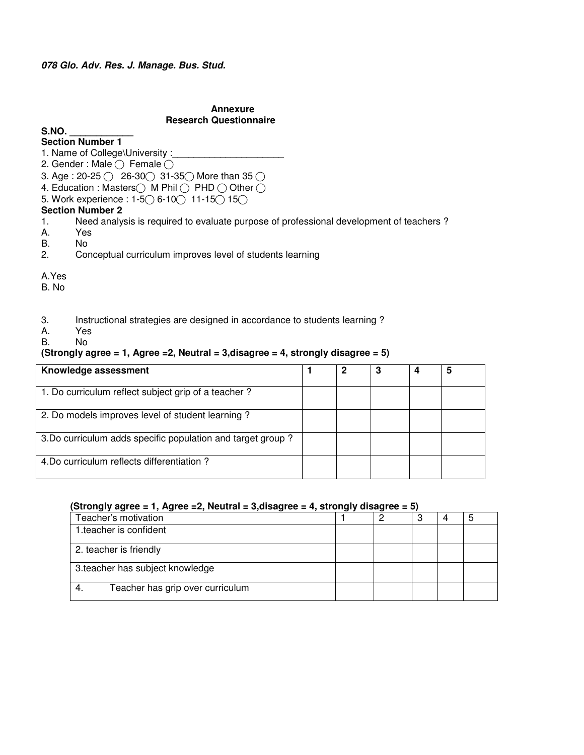## Annexure

## Research Questionnaire

**S.NO. ____________**

**Section Number 1**

1. Name of College\University :_____________________
2. Gender : Male ◯ Female ◯
3. Age : 20-25 ◯ 26-30◯ 31-35◯ More than 35 ◯
4. Education : Masters◯ M Phil ◯ PHD ◯ Other ◯
5. Work experience : 1-5◯ 6-10◯ 11-15◯ 15◯

**Section Number 2**

1. Need analysis is required to evaluate purpose of professional development of teachers ?

A. Yes
B. No

2. Conceptual curriculum improves level of students learning

A.Yes
B. No

3. Instructional strategies are designed in accordance to students learning ?

A. Yes
B. No

**(Strongly agree = 1, Agree =2, Neutral = 3,disagree = 4, strongly disagree = 5)**

| **Knowledge assessment** | **1** | **2** | **3** | **4** | **5** |
|---|---|---|---|---|---|
| 1. Do curriculum reflect subject grip of a teacher ? | | | | | |
| 2. Do models improves level of student learning ? | | | | | |
| 3.Do curriculum adds specific population and target group ? | | | | | |
| 4.Do curriculum reflects differentiation ? | | | | | |

**(Strongly agree = 1, Agree =2, Neutral = 3,disagree = 4, strongly disagree = 5)**

| Teacher's motivation | 1 | 2 | 3 | 4 | 5 |
|---|---|---|---|---|---|
| 1.teacher is confident | | | | | |
| 2. teacher is friendly | | | | | |
| 3.teacher has subject knowledge | | | | | |
| 4. Teacher has grip over curriculum | | | | | |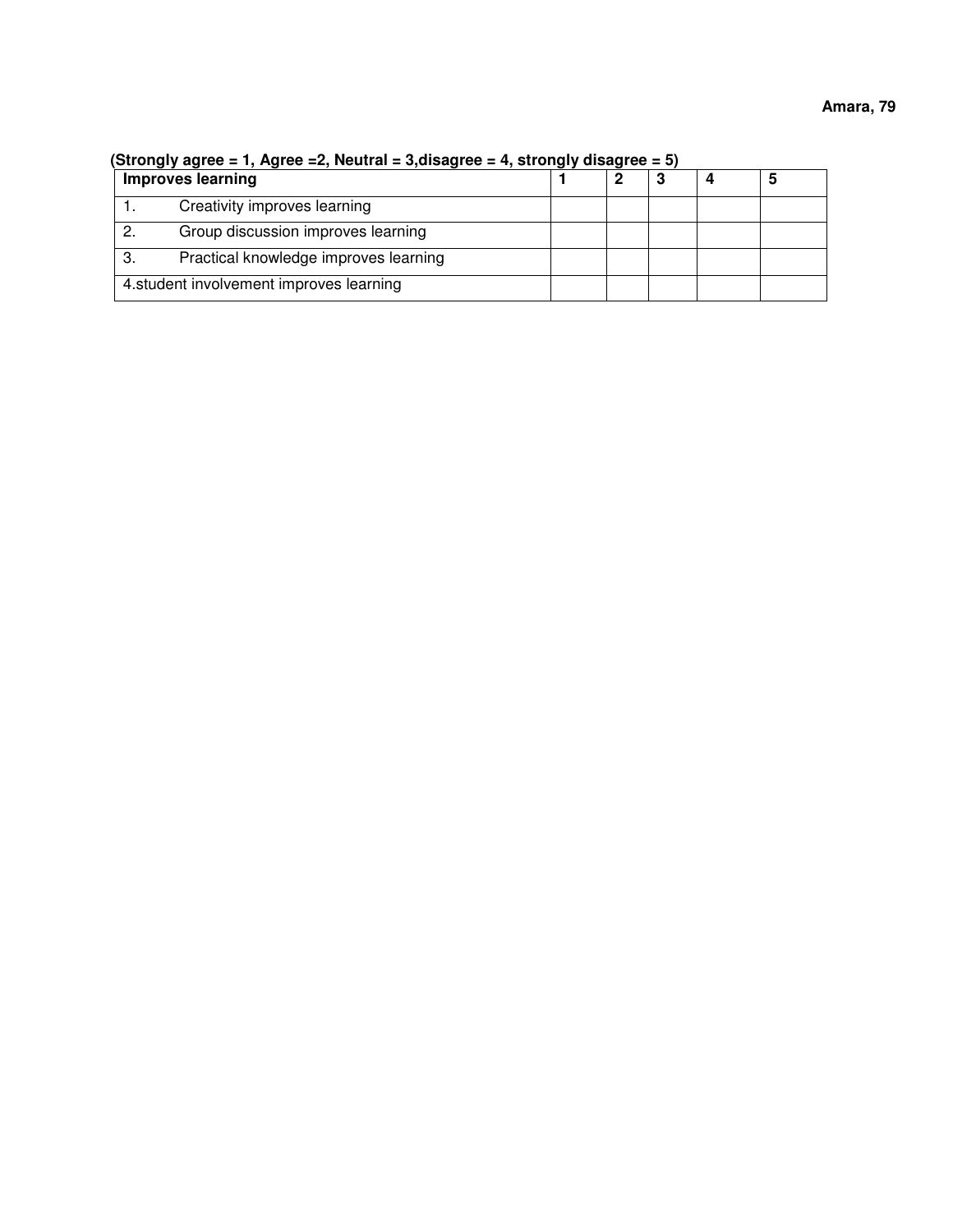**(Strongly agree = 1, Agree =2, Neutral = 3,disagree = 4, strongly disagree = 5)**

| **Improves learning** | **1** | **2** | **3** | **4** | **5** |
|---|---|---|---|---|---|
| 1. Creativity improves learning | | | | | |
| 2. Group discussion improves learning | | | | | |
| 3. Practical knowledge improves learning | | | | | |
| 4.student involvement improves learning | | | | | |